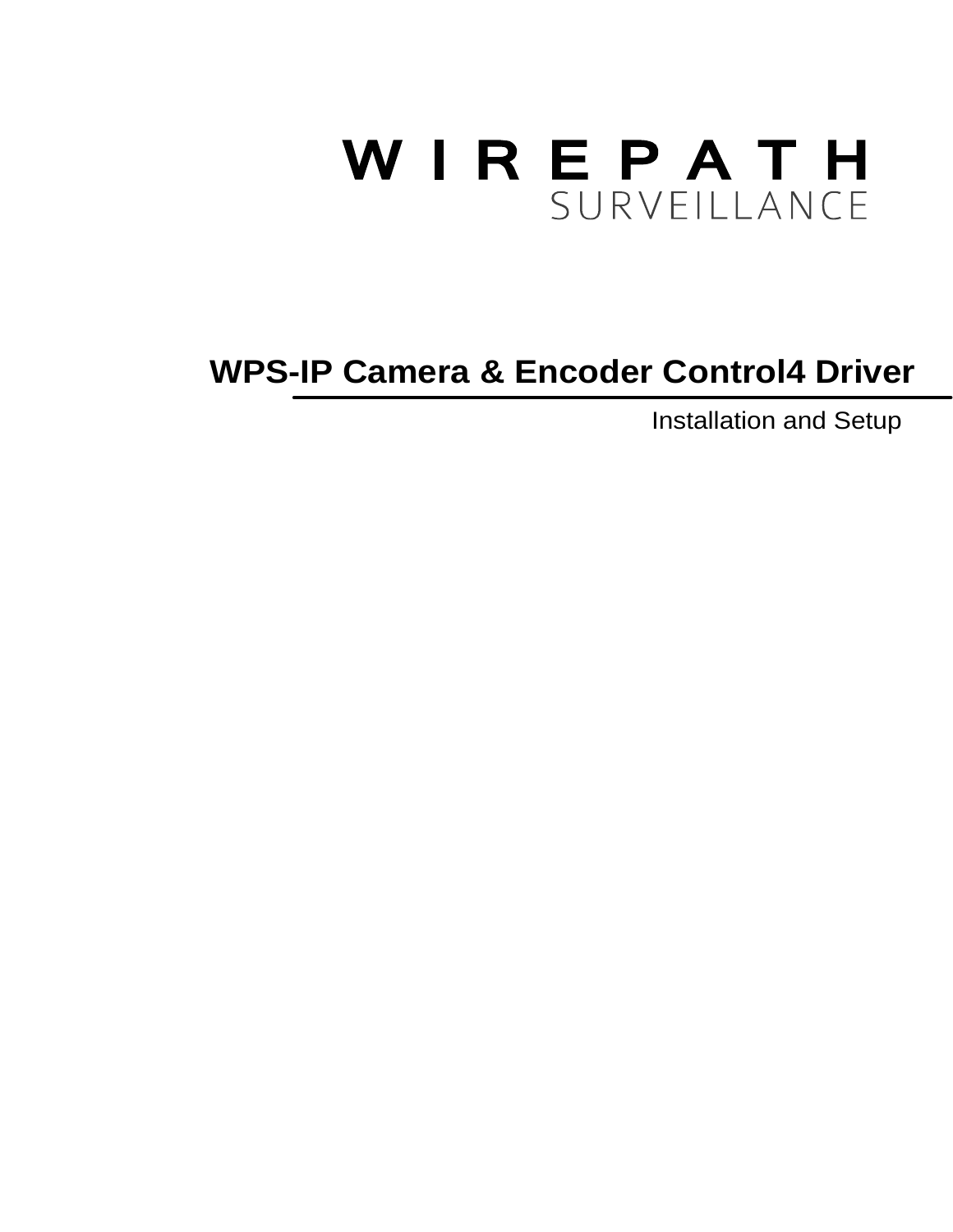# WIREPATH SURVEILLANCE

## WPS-IP Camera & Encoder Control4 Driver

Installation and Setup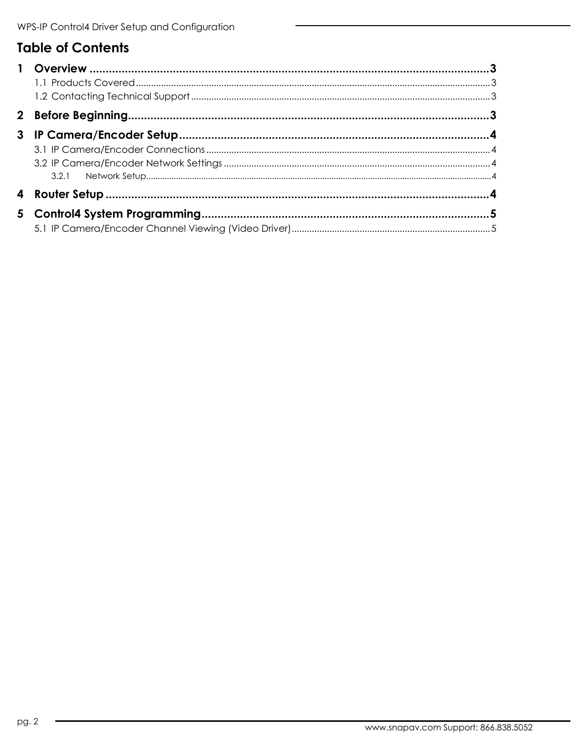# Table of Contents

**1 Overview** ..... **3**

- 1.1 Products Covered ..... 3
- 1.2 Contacting Technical Support ..... 3

**2 Before Beginning** ..... **3**

**3 IP Camera/Encoder Setup** ..... **4**

- 3.1 IP Camera/Encoder Connections ..... 4
- 3.2 IP Camera/Encoder Network Settings ..... 4
  - 3.2.1 Network Setup ..... 4

**4 Router Setup** ..... **4**

**5 Control4 System Programming** ..... **5**

- 5.1 IP Camera/Encoder Channel Viewing (Video Driver) ..... 5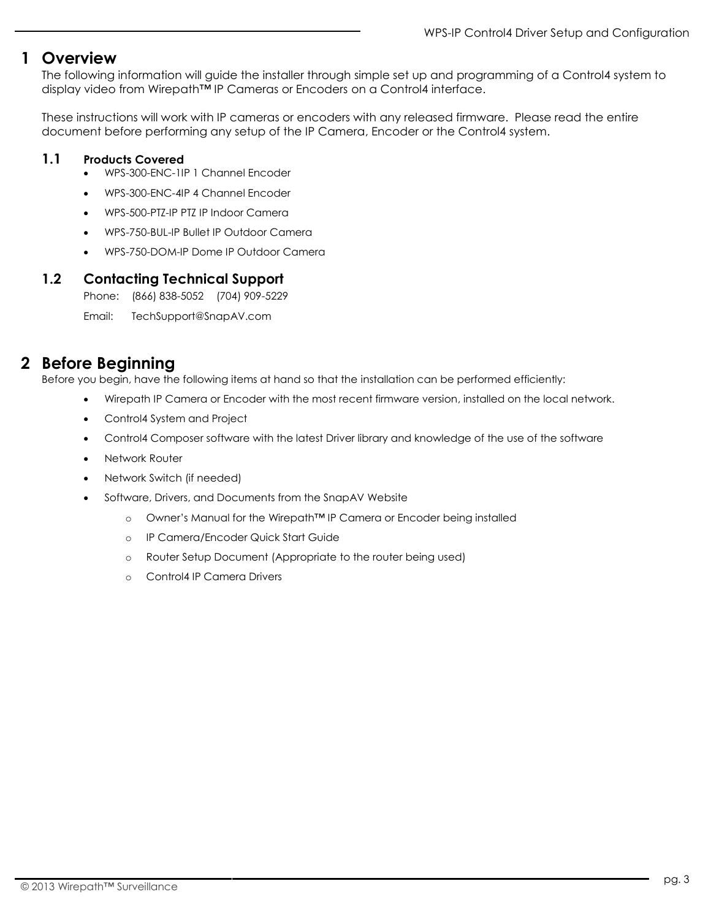# 1 Overview

The following information will guide the installer through simple set up and programming of a Control4 system to display video from Wirepath™ IP Cameras or Encoders on a Control4 interface.

These instructions will work with IP cameras or encoders with any released firmware. Please read the entire document before performing any setup of the IP Camera, Encoder or the Control4 system.

## 1.1 Products Covered

- WPS-300-ENC-1IP 1 Channel Encoder
- WPS-300-ENC-4IP 4 Channel Encoder
- WPS-500-PTZ-IP PTZ IP Indoor Camera
- WPS-750-BUL-IP Bullet IP Outdoor Camera
- WPS-750-DOM-IP Dome IP Outdoor Camera

## 1.2 Contacting Technical Support

Phone: (866) 838-5052 (704) 909-5229

Email: TechSupport@SnapAV.com

# 2 Before Beginning

Before you begin, have the following items at hand so that the installation can be performed efficiently:

- Wirepath IP Camera or Encoder with the most recent firmware version, installed on the local network.
- Control4 System and Project
- Control4 Composer software with the latest Driver library and knowledge of the use of the software
- Network Router
- Network Switch (if needed)
- Software, Drivers, and Documents from the SnapAV Website
    - Owner's Manual for the Wirepath™ IP Camera or Encoder being installed
    - IP Camera/Encoder Quick Start Guide
    - Router Setup Document (Appropriate to the router being used)
    - Control4 IP Camera Drivers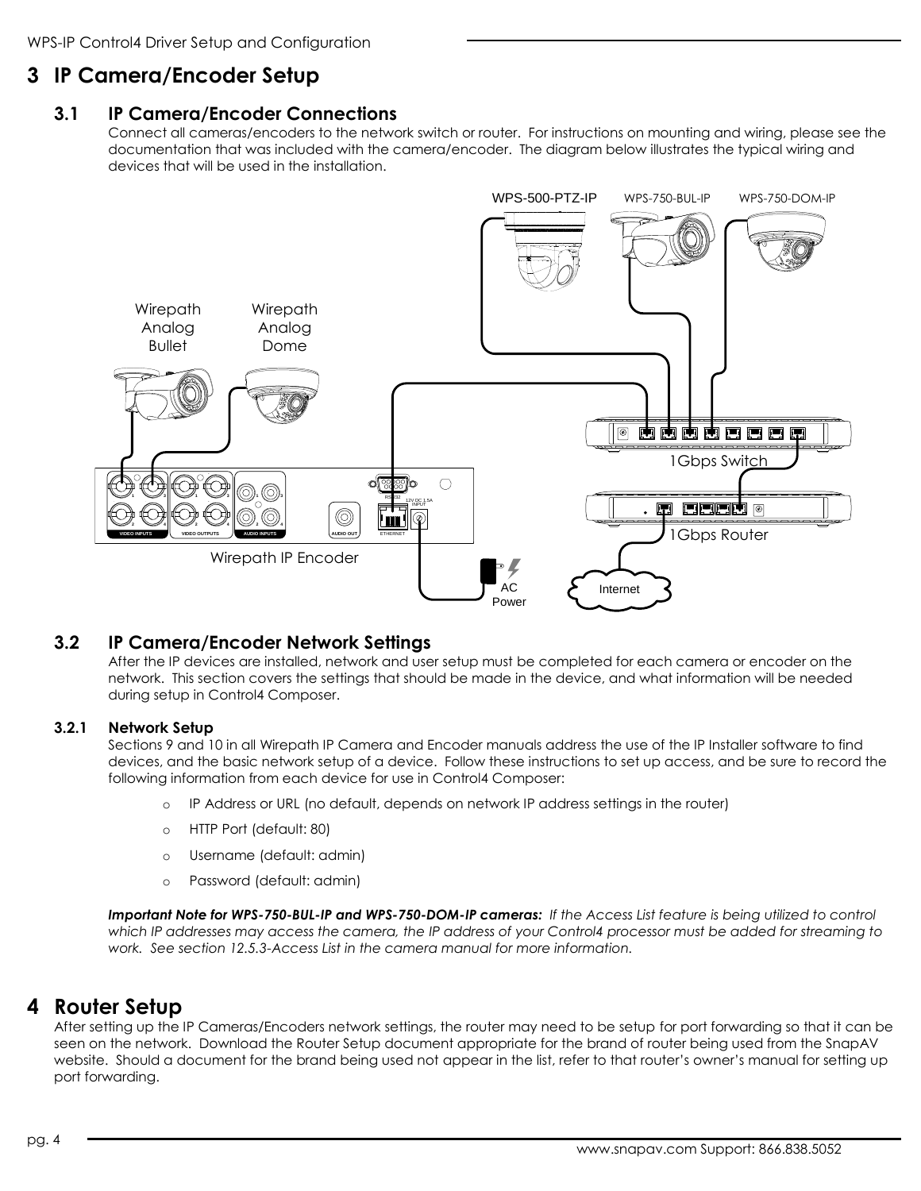# 3 IP Camera/Encoder Setup

## 3.1 IP Camera/Encoder Connections

Connect all cameras/encoders to the network switch or router. For instructions on mounting and wiring, please see the documentation that was included with the camera/encoder. The diagram below illustrates the typical wiring and devices that will be used in the installation.

## 3.2 IP Camera/Encoder Network Settings

After the IP devices are installed, network and user setup must be completed for each camera or encoder on the network. This section covers the settings that should be made in the device, and what information will be needed during setup in Control4 Composer.

### 3.2.1 Network Setup

Sections 9 and 10 in all Wirepath IP Camera and Encoder manuals address the use of the IP Installer software to find devices, and the basic network setup of a device. Follow these instructions to set up access, and be sure to record the following information from each device for use in Control4 Composer:

- IP Address or URL (no default, depends on network IP address settings in the router)
- HTTP Port (default: 80)
- Username (default: admin)
- Password (default: admin)

***Important Note for WPS-750-BUL-IP and WPS-750-DOM-IP cameras:*** *If the Access List feature is being utilized to control which IP addresses may access the camera, the IP address of your Control4 processor must be added for streaming to work. See section 12.5.3-Access List in the camera manual for more information.*

# 4 Router Setup

After setting up the IP Cameras/Encoders network settings, the router may need to be setup for port forwarding so that it can be seen on the network. Download the Router Setup document appropriate for the brand of router being used from the SnapAV website. Should a document for the brand being used not appear in the list, refer to that router's owner's manual for setting up port forwarding.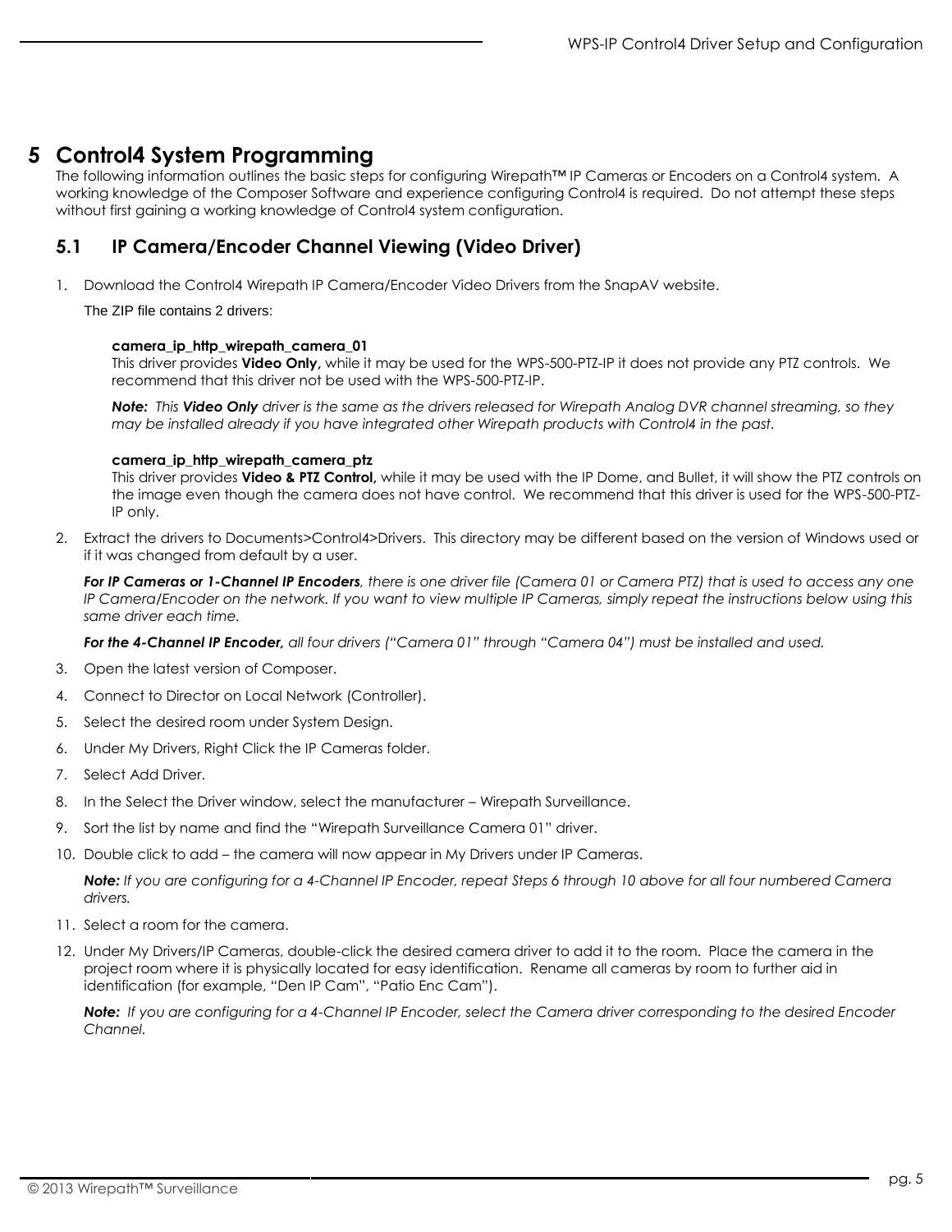# 5 Control4 System Programming

The following information outlines the basic steps for configuring Wirepath™ IP Cameras or Encoders on a Control4 system. A working knowledge of the Composer Software and experience configuring Control4 is required. Do not attempt these steps without first gaining a working knowledge of Control4 system configuration.

## 5.1 IP Camera/Encoder Channel Viewing (Video Driver)

1. Download the Control4 Wirepath IP Camera/Encoder Video Drivers from the SnapAV website.

   The ZIP file contains 2 drivers:

   **camera_ip_http_wirepath_camera_01**
   This driver provides **Video Only,** while it may be used for the WPS-500-PTZ-IP it does not provide any PTZ controls. We recommend that this driver not be used with the WPS-500-PTZ-IP.

   ***Note:*** *This* ***Video Only*** *driver is the same as the drivers released for Wirepath Analog DVR channel streaming, so they may be installed already if you have integrated other Wirepath products with Control4 in the past.*

   **camera_ip_http_wirepath_camera_ptz**
   This driver provides **Video & PTZ Control,** while it may be used with the IP Dome, and Bullet, it will show the PTZ controls on the image even though the camera does not have control. We recommend that this driver is used for the WPS-500-PTZ-IP only.

2. Extract the drivers to Documents>Control4>Drivers. This directory may be different based on the version of Windows used or if it was changed from default by a user.

   ***For IP Cameras or 1-Channel IP Encoders****, there is one driver file (Camera 01 or Camera PTZ) that is used to access any one IP Camera/Encoder on the network. If you want to view multiple IP Cameras, simply repeat the instructions below using this same driver each time.*

   ***For the 4-Channel IP Encoder,*** *all four drivers ("Camera 01" through "Camera 04") must be installed and used.*

3. Open the latest version of Composer.
4. Connect to Director on Local Network (Controller).
5. Select the desired room under System Design.
6. Under My Drivers, Right Click the IP Cameras folder.
7. Select Add Driver.
8. In the Select the Driver window, select the manufacturer – Wirepath Surveillance.
9. Sort the list by name and find the "Wirepath Surveillance Camera 01" driver.
10. Double click to add – the camera will now appear in My Drivers under IP Cameras.

    ***Note:*** *If you are configuring for a 4-Channel IP Encoder, repeat Steps 6 through 10 above for all four numbered Camera drivers.*

11. Select a room for the camera.
12. Under My Drivers/IP Cameras, double-click the desired camera driver to add it to the room. Place the camera in the project room where it is physically located for easy identification. Rename all cameras by room to further aid in identification (for example, "Den IP Cam", "Patio Enc Cam").

    ***Note:*** *If you are configuring for a 4-Channel IP Encoder, select the Camera driver corresponding to the desired Encoder Channel.*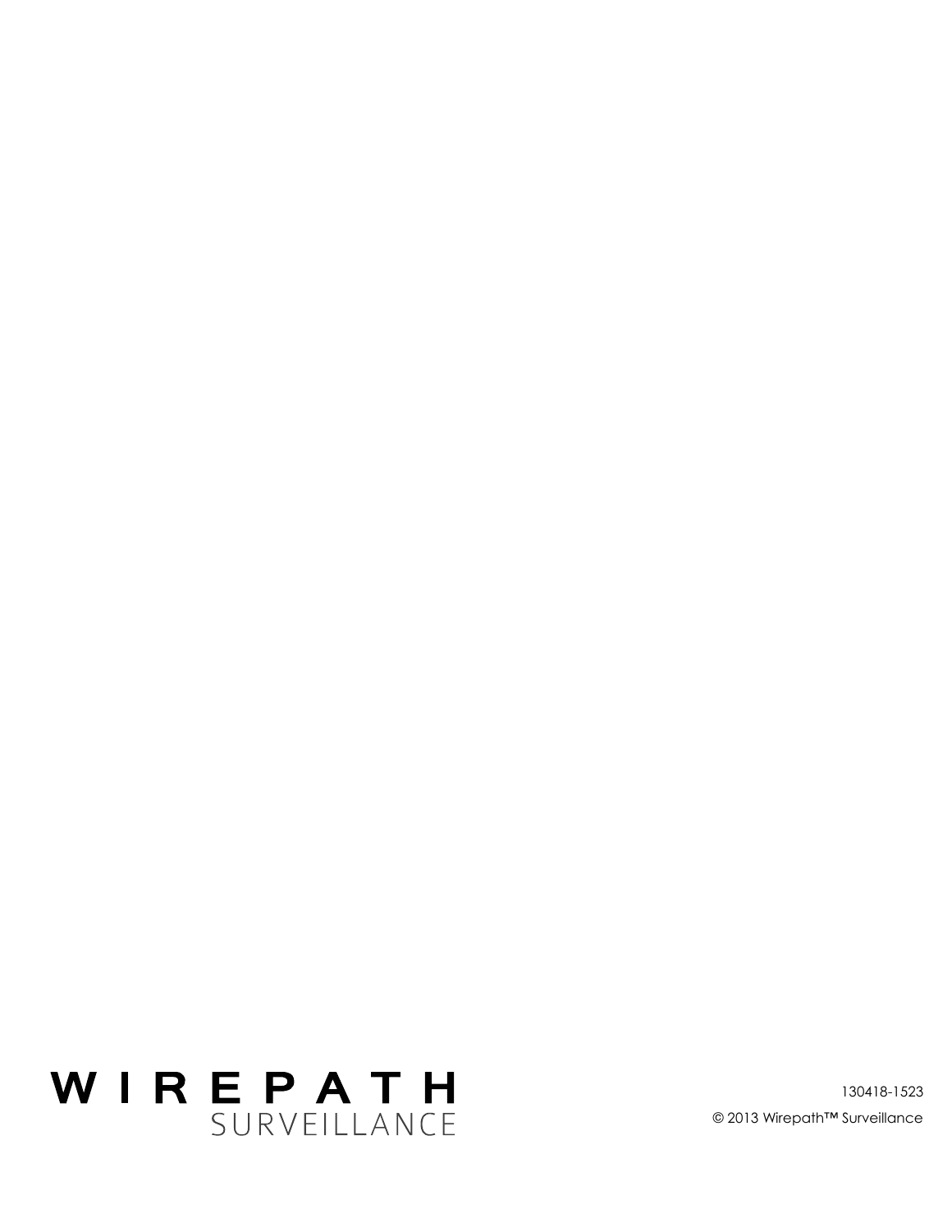WIREPATH
SURVEILLANCE

130418-1523

© 2013 Wirepath™ Surveillance